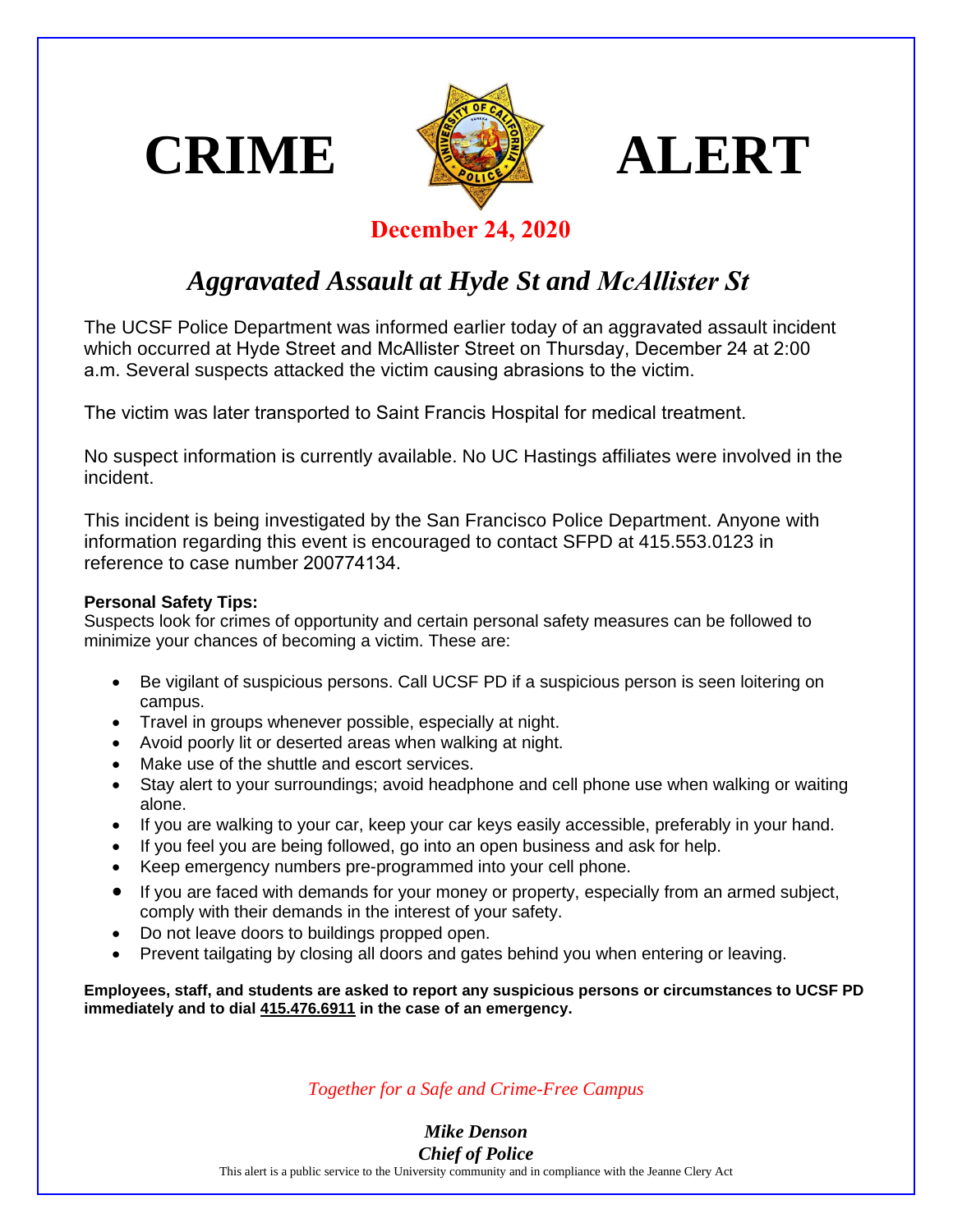# CRIME ALERT

**December 24, 2020**

## *Aggravated Assault at Hyde St and McAllister St*

The UCSF Police Department was informed earlier today of an aggravated assault incident which occurred at Hyde Street and McAllister Street on Thursday, December 24 at 2:00 a.m. Several suspects attacked the victim causing abrasions to the victim.

The victim was later transported to Saint Francis Hospital for medical treatment.

No suspect information is currently available. No UC Hastings affiliates were involved in the incident.

This incident is being investigated by the San Francisco Police Department. Anyone with information regarding this event is encouraged to contact SFPD at 415.553.0123 in reference to case number 200774134.

**Personal Safety Tips:**
Suspects look for crimes of opportunity and certain personal safety measures can be followed to minimize your chances of becoming a victim. These are:

- Be vigilant of suspicious persons. Call UCSF PD if a suspicious person is seen loitering on campus.
- Travel in groups whenever possible, especially at night.
- Avoid poorly lit or deserted areas when walking at night.
- Make use of the shuttle and escort services.
- Stay alert to your surroundings; avoid headphone and cell phone use when walking or waiting alone.
- If you are walking to your car, keep your car keys easily accessible, preferably in your hand.
- If you feel you are being followed, go into an open business and ask for help.
- Keep emergency numbers pre-programmed into your cell phone.
- If you are faced with demands for your money or property, especially from an armed subject, comply with their demands in the interest of your safety.
- Do not leave doors to buildings propped open.
- Prevent tailgating by closing all doors and gates behind you when entering or leaving.

**Employees, staff, and students are asked to report any suspicious persons or circumstances to UCSF PD immediately and to dial 415.476.6911 in the case of an emergency.**

*Together for a Safe and Crime-Free Campus*

***Mike Denson***
***Chief of Police***

This alert is a public service to the University community and in compliance with the Jeanne Clery Act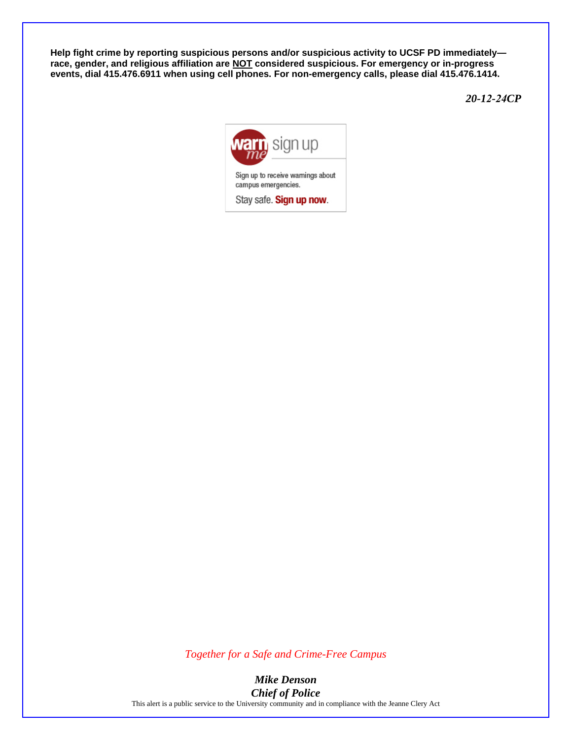**Help fight crime by reporting suspicious persons and/or suspicious activity to UCSF PD immediately—race, gender, and religious affiliation are NOT considered suspicious. For emergency or in-progress events, dial 415.476.6911 when using cell phones. For non-emergency calls, please dial 415.476.1414.**

***20-12-24CP***

warn me sign up

Sign up to receive warnings about campus emergencies.

Stay safe. **Sign up now**.

*Together for a Safe and Crime-Free Campus*

***Mike Denson***
***Chief of Police***

This alert is a public service to the University community and in compliance with the Jeanne Clery Act